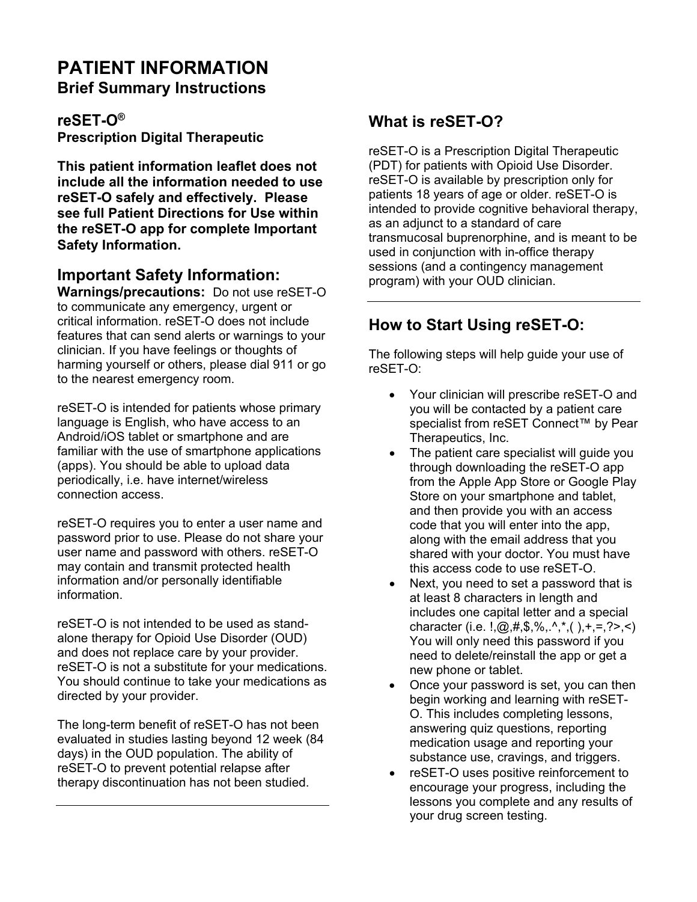# PATIENT INFORMATION

## Brief Summary Instructions

### reSET-O®

**Prescription Digital Therapeutic**

**This patient information leaflet does not include all the information needed to use reSET-O safely and effectively. Please see full Patient Directions for Use within the reSET-O app for complete Important Safety Information.**

## Important Safety Information:

**Warnings/precautions:** Do not use reSET-O to communicate any emergency, urgent or critical information. reSET-O does not include features that can send alerts or warnings to your clinician. If you have feelings or thoughts of harming yourself or others, please dial 911 or go to the nearest emergency room.

reSET-O is intended for patients whose primary language is English, who have access to an Android/iOS tablet or smartphone and are familiar with the use of smartphone applications (apps). You should be able to upload data periodically, i.e. have internet/wireless connection access.

reSET-O requires you to enter a user name and password prior to use. Please do not share your user name and password with others. reSET-O may contain and transmit protected health information and/or personally identifiable information.

reSET-O is not intended to be used as stand-alone therapy for Opioid Use Disorder (OUD) and does not replace care by your provider. reSET-O is not a substitute for your medications. You should continue to take your medications as directed by your provider.

The long-term benefit of reSET-O has not been evaluated in studies lasting beyond 12 week (84 days) in the OUD population. The ability of reSET-O to prevent potential relapse after therapy discontinuation has not been studied.

---

## What is reSET-O?

reSET-O is a Prescription Digital Therapeutic (PDT) for patients with Opioid Use Disorder. reSET-O is available by prescription only for patients 18 years of age or older. reSET-O is intended to provide cognitive behavioral therapy, as an adjunct to a standard of care transmucosal buprenorphine, and is meant to be used in conjunction with in-office therapy sessions (and a contingency management program) with your OUD clinician.

---

## How to Start Using reSET-O:

The following steps will help guide your use of reSET-O:

- Your clinician will prescribe reSET-O and you will be contacted by a patient care specialist from reSET Connect™ by Pear Therapeutics, Inc.
- The patient care specialist will guide you through downloading the reSET-O app from the Apple App Store or Google Play Store on your smartphone and tablet, and then provide you with an access code that you will enter into the app, along with the email address that you shared with your doctor. You must have this access code to use reSET-O.
- Next, you need to set a password that is at least 8 characters in length and includes one capital letter and a special character (i.e. !,@,#,$,%,.^,*,( ),+,=,?>,<) You will only need this password if you need to delete/reinstall the app or get a new phone or tablet.
- Once your password is set, you can then begin working and learning with reSET-O. This includes completing lessons, answering quiz questions, reporting medication usage and reporting your substance use, cravings, and triggers.
- reSET-O uses positive reinforcement to encourage your progress, including the lessons you complete and any results of your drug screen testing.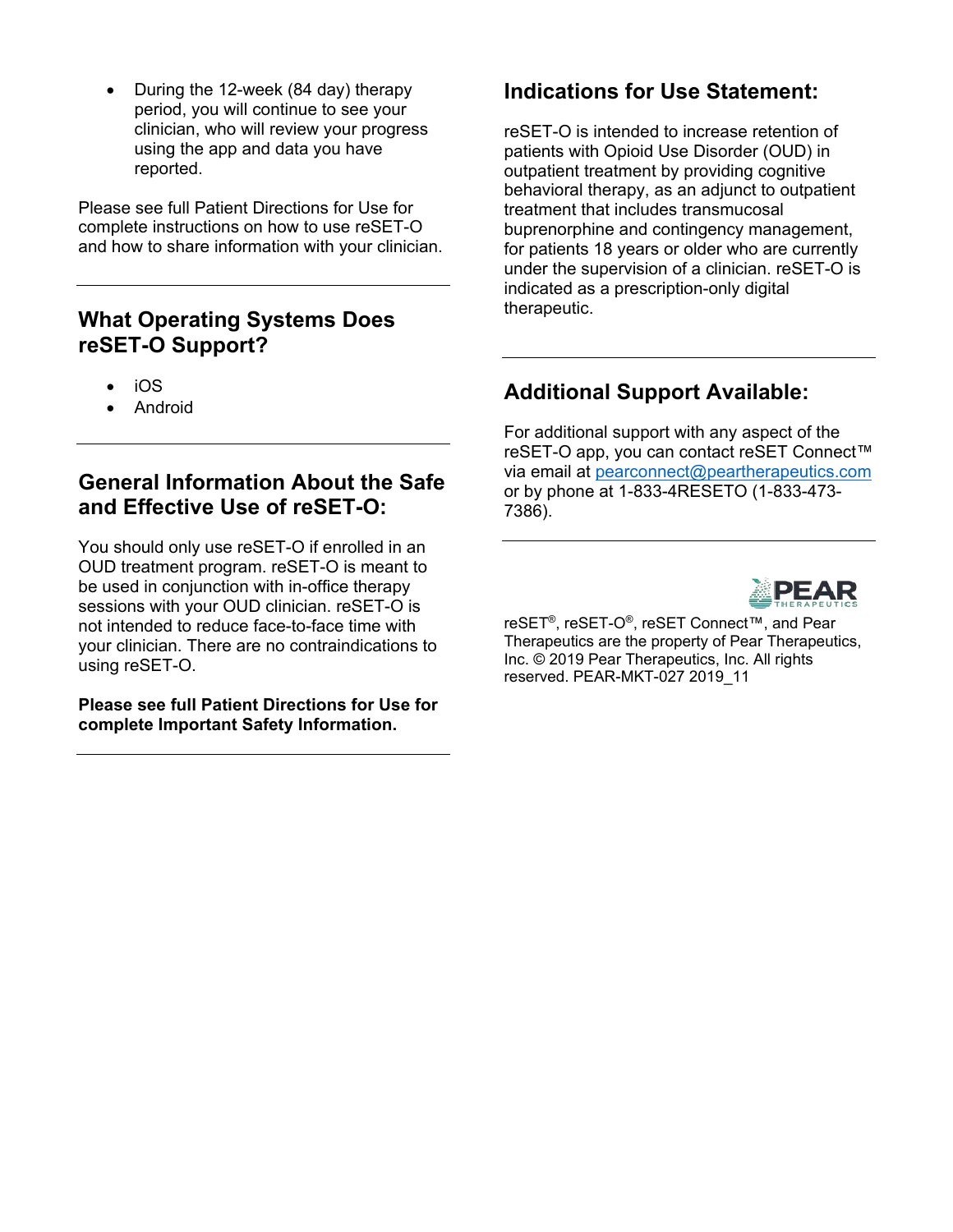- During the 12-week (84 day) therapy period, you will continue to see your clinician, who will review your progress using the app and data you have reported.

Please see full Patient Directions for Use for complete instructions on how to use reSET-O and how to share information with your clinician.

---

## What Operating Systems Does reSET-O Support?

- iOS
- Android

---

## General Information About the Safe and Effective Use of reSET-O:

You should only use reSET-O if enrolled in an OUD treatment program. reSET-O is meant to be used in conjunction with in-office therapy sessions with your OUD clinician. reSET-O is not intended to reduce face-to-face time with your clinician. There are no contraindications to using reSET-O.

**Please see full Patient Directions for Use for complete Important Safety Information.**

---

## Indications for Use Statement:

reSET-O is intended to increase retention of patients with Opioid Use Disorder (OUD) in outpatient treatment by providing cognitive behavioral therapy, as an adjunct to outpatient treatment that includes transmucosal buprenorphine and contingency management, for patients 18 years or older who are currently under the supervision of a clinician. reSET-O is indicated as a prescription-only digital therapeutic.

---

## Additional Support Available:

For additional support with any aspect of the reSET-O app, you can contact reSET Connect™ via email at pearconnect@peartherapeutics.com or by phone at 1-833-4RESETO (1-833-473-7386).

---

PEAR THERAPEUTICS

reSET®, reSET-O®, reSET Connect™, and Pear Therapeutics are the property of Pear Therapeutics, Inc. © 2019 Pear Therapeutics, Inc. All rights reserved. PEAR-MKT-027 2019_11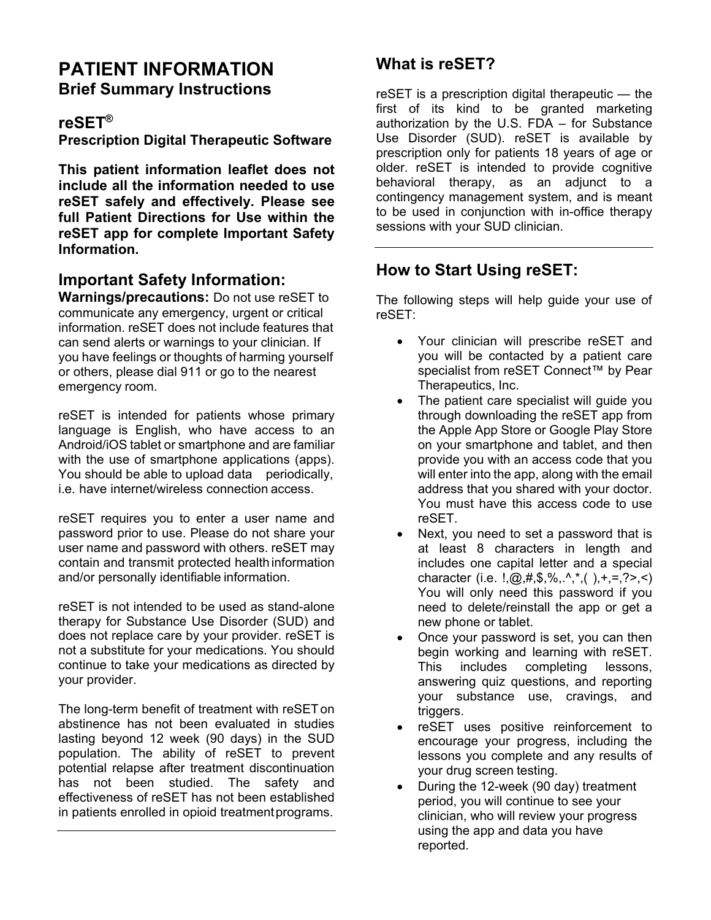# PATIENT INFORMATION

## Brief Summary Instructions

### reSET®

**Prescription Digital Therapeutic Software**

**This patient information leaflet does not include all the information needed to use reSET safely and effectively. Please see full Patient Directions for Use within the reSET app for complete Important Safety Information.**

## Important Safety Information:

**Warnings/precautions:** Do not use reSET to communicate any emergency, urgent or critical information. reSET does not include features that can send alerts or warnings to your clinician. If you have feelings or thoughts of harming yourself or others, please dial 911 or go to the nearest emergency room.

reSET is intended for patients whose primary language is English, who have access to an Android/iOS tablet or smartphone and are familiar with the use of smartphone applications (apps). You should be able to upload data periodically, i.e. have internet/wireless connection access.

reSET requires you to enter a user name and password prior to use. Please do not share your user name and password with others. reSET may contain and transmit protected health information and/or personally identifiable information.

reSET is not intended to be used as stand-alone therapy for Substance Use Disorder (SUD) and does not replace care by your provider. reSET is not a substitute for your medications. You should continue to take your medications as directed by your provider.

The long-term benefit of treatment with reSET on abstinence has not been evaluated in studies lasting beyond 12 week (90 days) in the SUD population. The ability of reSET to prevent potential relapse after treatment discontinuation has not been studied. The safety and effectiveness of reSET has not been established in patients enrolled in opioid treatment programs.

---

## What is reSET?

reSET is a prescription digital therapeutic — the first of its kind to be granted marketing authorization by the U.S. FDA – for Substance Use Disorder (SUD). reSET is available by prescription only for patients 18 years of age or older. reSET is intended to provide cognitive behavioral therapy, as an adjunct to a contingency management system, and is meant to be used in conjunction with in-office therapy sessions with your SUD clinician.

---

## How to Start Using reSET:

The following steps will help guide your use of reSET:

- Your clinician will prescribe reSET and you will be contacted by a patient care specialist from reSET Connect™ by Pear Therapeutics, Inc.
- The patient care specialist will guide you through downloading the reSET app from the Apple App Store or Google Play Store on your smartphone and tablet, and then provide you with an access code that you will enter into the app, along with the email address that you shared with your doctor. You must have this access code to use reSET.
- Next, you need to set a password that is at least 8 characters in length and includes one capital letter and a special character (i.e. !,@,#,$,%,.^,*,( ),+,=,?>,<) You will only need this password if you need to delete/reinstall the app or get a new phone or tablet.
- Once your password is set, you can then begin working and learning with reSET. This includes completing lessons, answering quiz questions, and reporting your substance use, cravings, and triggers.
- reSET uses positive reinforcement to encourage your progress, including the lessons you complete and any results of your drug screen testing.
- During the 12-week (90 day) treatment period, you will continue to see your clinician, who will review your progress using the app and data you have reported.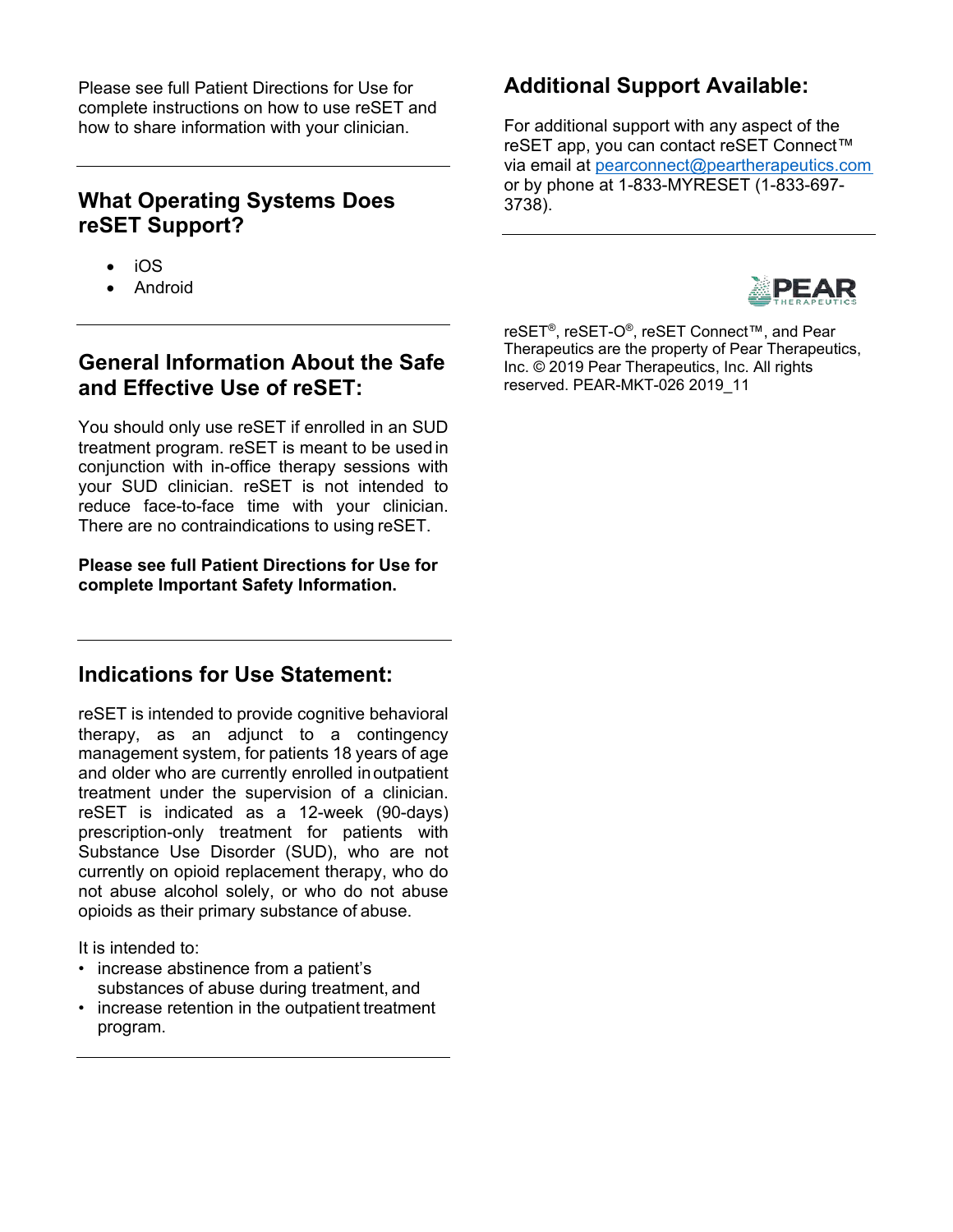Please see full Patient Directions for Use for complete instructions on how to use reSET and how to share information with your clinician.

## What Operating Systems Does reSET Support?

- iOS
- Android

## General Information About the Safe and Effective Use of reSET:

You should only use reSET if enrolled in an SUD treatment program. reSET is meant to be used in conjunction with in-office therapy sessions with your SUD clinician. reSET is not intended to reduce face-to-face time with your clinician. There are no contraindications to using reSET.

**Please see full Patient Directions for Use for complete Important Safety Information.**

## Indications for Use Statement:

reSET is intended to provide cognitive behavioral therapy, as an adjunct to a contingency management system, for patients 18 years of age and older who are currently enrolled in outpatient treatment under the supervision of a clinician. reSET is indicated as a 12-week (90-days) prescription-only treatment for patients with Substance Use Disorder (SUD), who are not currently on opioid replacement therapy, who do not abuse alcohol solely, or who do not abuse opioids as their primary substance of abuse.

It is intended to:

- increase abstinence from a patient's substances of abuse during treatment, and
- increase retention in the outpatient treatment program.

## Additional Support Available:

For additional support with any aspect of the reSET app, you can contact reSET Connect™ via email at pearconnect@peartherapeutics.com or by phone at 1-833-MYRESET (1-833-697-3738).

PEAR THERAPEUTICS

reSET®, reSET-O®, reSET Connect™, and Pear Therapeutics are the property of Pear Therapeutics, Inc. © 2019 Pear Therapeutics, Inc. All rights reserved. PEAR-MKT-026 2019_11